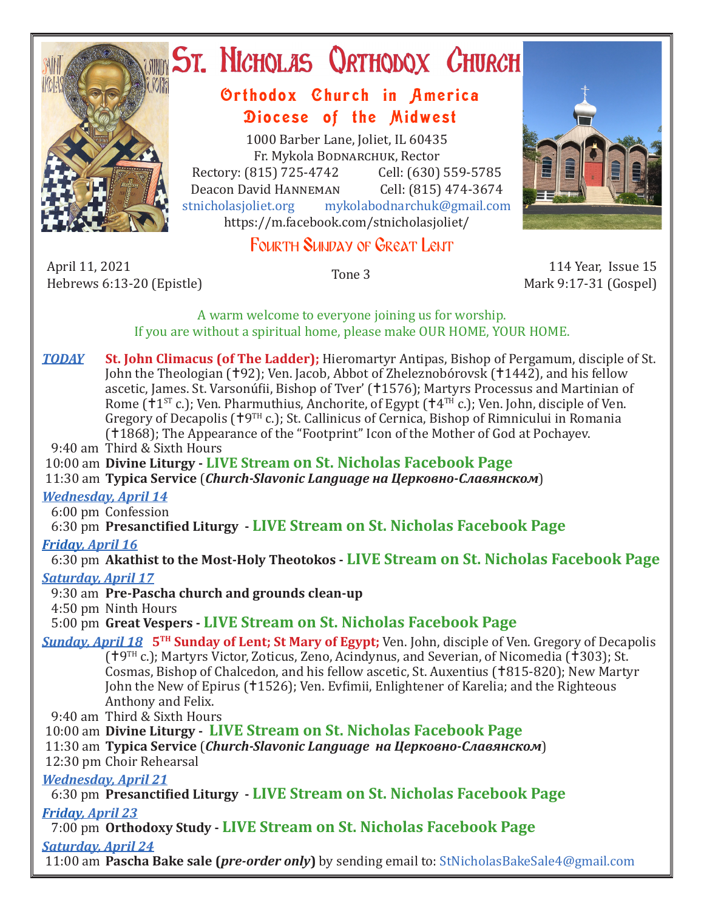# St. Nicholas Orthodox Church

## Orthodox Church in America
## Diocese of the Midwest

1000 Barber Lane, Joliet, IL 60435
Fr. Mykola Bodnarchuk, Rector
Rectory: (815) 725-4742 Cell: (630) 559-5785
Deacon David Hanneman Cell: (815) 474-3674
stnicholasjoliet.org mykolabodnarchuk@gmail.com
https://m.facebook.com/stnicholasjoliet/

## Fourth Sunday of Great Lent

April 11, 2021
Hebrews 6:13-20 (Epistle)

Tone 3

114 Year, Issue 15
Mark 9:17-31 (Gospel)

A warm welcome to everyone joining us for worship.
If you are without a spiritual home, please make OUR HOME, YOUR HOME.

***TODAY*** **St. John Climacus (of The Ladder);** Hieromartyr Antipas, Bishop of Pergamum, disciple of St. John the Theologian (†92); Ven. Jacob, Abbot of Zheleznobórovsk (†1442), and his fellow ascetic, James. St. Varsonúfii, Bishop of Tver' (†1576); Martyrs Processus and Martinian of Rome (†1st c.); Ven. Pharmuthius, Anchorite, of Egypt (†4th c.); Ven. John, disciple of Ven. Gregory of Decapolis (†9th c.); St. Callinicus of Cernica, Bishop of Rimnicului in Romania (†1868); The Appearance of the "Footprint" Icon of the Mother of God at Pochayev.

9:40 am Third & Sixth Hours
10:00 am **Divine Liturgy - LIVE Stream on St. Nicholas Facebook Page**
11:30 am **Typica Service** (***Church-Slavonic Language на Церковно-Славянском***)

***Wednesday, April 14***

6:00 pm Confession
6:30 pm **Presanctified Liturgy - LIVE Stream on St. Nicholas Facebook Page**

***Friday, April 16***

6:30 pm **Akathist to the Most-Holy Theotokos - LIVE Stream on St. Nicholas Facebook Page**

***Saturday, April 17***

9:30 am **Pre-Pascha church and grounds clean-up**
4:50 pm Ninth Hours
5:00 pm **Great Vespers - LIVE Stream on St. Nicholas Facebook Page**

***Sunday, April 18*** **5th Sunday of Lent; St Mary of Egypt;** Ven. John, disciple of Ven. Gregory of Decapolis (†9th c.); Martyrs Victor, Zoticus, Zeno, Acindynus, and Severian, of Nicomedia (†303); St. Cosmas, Bishop of Chalcedon, and his fellow ascetic, St. Auxentius (†815-820); New Martyr John the New of Epirus (†1526); Ven. Evfimii, Enlightener of Karelia; and the Righteous Anthony and Felix.

9:40 am Third & Sixth Hours
10:00 am **Divine Liturgy - LIVE Stream on St. Nicholas Facebook Page**
11:30 am **Typica Service** (***Church-Slavonic Language на Церковно-Славянском***)
12:30 pm Choir Rehearsal

***Wednesday, April 21***

6:30 pm **Presanctified Liturgy - LIVE Stream on St. Nicholas Facebook Page**

***Friday, April 23***

7:00 pm **Orthodoxy Study - LIVE Stream on St. Nicholas Facebook Page**

***Saturday, April 24***

11:00 am **Pascha Bake sale (*pre-order only*)** by sending email to: StNicholasBakeSale4@gmail.com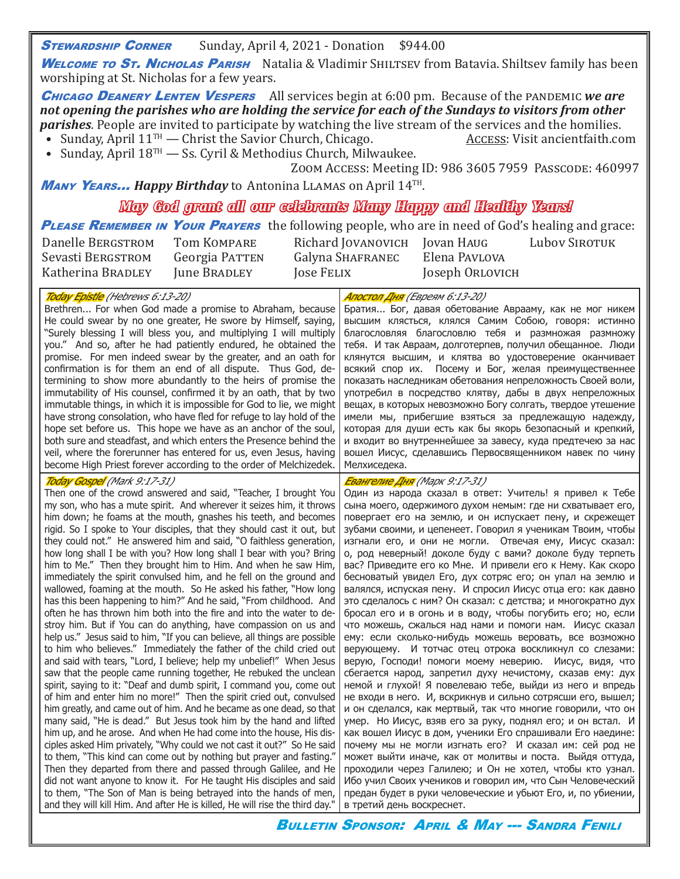**Stewardship Corner** Sunday, April 4, 2021 - Donation $944.00

**Welcome to St. Nicholas Parish** Natalia & Vladimir Shiltsev from Batavia. Shiltsev family has been worshiping at St. Nicholas for a few years.

**Chicago Deanery Lenten Vespers** All services begin at 6:00 pm. Because of the pandemic ***we are not opening the parishes who are holding the service for each of the Sundays to visitors from other parishes***. People are invited to participate by watching the live stream of the services and the homilies.

- Sunday, April 11th — Christ the Savior Church, Chicago. Access: Visit ancientfaith.com
- Sunday, April 18th — Ss. Cyril & Methodius Church, Milwaukee.

Zoom Access: Meeting ID: 986 3605 7959 Passcode: 460997

**Many Years...** ***Happy Birthday*** to Antonina Llamas on April 14th.

***May God grant all our celebrants Many Happy and Healthy Years!***

**Please Remember in Your Prayers** the following people, who are in need of God's healing and grace:

| | | | | |
|---|---|---|---|---|
| Danelle Bergstrom | Tom Kompare | Richard Jovanovich | Jovan Haug | Lubov Sirotuk |
| Sevasti Bergstrom | Georgia Patten | Galyna Shafranec | Elena Pavlova | |
| Katherina Bradley | June Bradley | Jose Felix | Joseph Orlovich | |

*Today Epistle* (Hebrews 6:13-20)

Brethren... For when God made a promise to Abraham, because He could swear by no one greater, He swore by Himself, saying, "Surely blessing I will bless you, and multiplying I will multiply you." And so, after he had patiently endured, he obtained the promise. For men indeed swear by the greater, and an oath for confirmation is for them an end of all dispute. Thus God, determining to show more abundantly to the heirs of promise the immutability of His counsel, confirmed it by an oath, that by two immutable things, in which it is impossible for God to lie, we might have strong consolation, who have fled for refuge to lay hold of the hope set before us. This hope we have as an anchor of the soul, both sure and steadfast, and which enters the Presence behind the veil, where the forerunner has entered for us, even Jesus, having become High Priest forever according to the order of Melchizedek.

*Апостол Дня* (Евреям 6:13-20)

Братия... Бог, давая обетование Аврааму, как не мог никем высшим клясться, клялся Самим Собою, говоря: истинно благословляя благословлю тебя и размножая размножу тебя. И так Авраам, долготерпев, получил обещанное. Люди клянутся высшим, и клятва во удостоверение оканчивает всякий спор их. Посему и Бог, желая преимущественнее показать наследникам обетования непреложность Своей воли, употребил в посредство клятву, дабы в двух непреложных вещах, в которых невозможно Богу солгать, твердое утешение имели мы, прибегшие взяться за предлежащую надежду, которая для души есть как бы якорь безопасный и крепкий, и входит во внутреннейшее за завесу, куда предтечею за нас вошел Иисус, сделавшись Первосвященником навек по чину Мелхиседека.

*Today Gospel* (Mark 9:17-31)

Then one of the crowd answered and said, "Teacher, I brought You my son, who has a mute spirit. And wherever it seizes him, it throws him down; he foams at the mouth, gnashes his teeth, and becomes rigid. So I spoke to Your disciples, that they should cast it out, but they could not." He answered him and said, "O faithless generation, how long shall I be with you? How long shall I bear with you? Bring him to Me." Then they brought him to Him. And when he saw Him, immediately the spirit convulsed him, and he fell on the ground and wallowed, foaming at the mouth. So He asked his father, "How long has this been happening to him?" And he said, "From childhood. And often he has thrown him both into the fire and into the water to destroy him. But if You can do anything, have compassion on us and help us." Jesus said to him, "If you can believe, all things are possible to him who believes." Immediately the father of the child cried out and said with tears, "Lord, I believe; help my unbelief!" When Jesus saw that the people came running together, He rebuked the unclean spirit, saying to it: "Deaf and dumb spirit, I command you, come out of him and enter him no more!" Then the spirit cried out, convulsed him greatly, and came out of him. And he became as one dead, so that many said, "He is dead." But Jesus took him by the hand and lifted him up, and he arose. And when He had come into the house, His disciples asked Him privately, "Why could we not cast it out?" So He said to them, "This kind can come out by nothing but prayer and fasting." Then they departed from there and passed through Galilee, and He did not want anyone to know it. For He taught His disciples and said to them, "The Son of Man is being betrayed into the hands of men, and they will kill Him. And after He is killed, He will rise the third day."

*Евангелие Дня* (Марк 9:17-31)

Один из народа сказал в ответ: Учитель! я привел к Тебе сына моего, одержимого духом немым: где ни схватывает его, повергает его на землю, и он испускает пену, и скрежещет зубами своими, и цепенеет. Говорил я ученикам Твоим, чтобы изгнали его, и они не могли. Отвечая ему, Иисус сказал: о, род неверный! доколе буду с вами? доколе буду терпеть вас? Приведите его ко Мне. И привели его к Нему. Как скоро бесноватый увидел Его, дух сотряс его; он упал на землю и валялся, испуская пену. И спросил Иисус отца его: как давно это сделалось с ним? Он сказал: с детства; и многократно дух бросал его и в огонь и в воду, чтобы погубить его; но, если что можешь, сжалься над нами и помоги нам. Иисус сказал ему: если сколько-нибудь можешь веровать, все возможно верующему. И тотчас отец отрока воскликнул со слезами: верую, Господи! помоги моему неверию. Иисус, видя, что сбегается народ, запретил духу нечистому, сказав ему: дух немой и глухой! Я повелеваю тебе, выйди из него и впредь не входи в него. И, вскрикнув и сильно сотрясши его, вышел; и он сделался, как мертвый, так что многие говорили, что он умер. Но Иисус, взяв его за руку, поднял его; и он встал. И как вошел Иисус в дом, ученики Его спрашивали Его наедине: почему мы не могли изгнать его? И сказал им: сей род не может выйти иначе, как от молитвы и поста. Выйдя оттуда, проходили через Галилею; и Он не хотел, чтобы кто узнал. Ибо учил Своих учеников и говорил им, что Сын Человеческий предан будет в руки человеческие и убьют Его, и, по убиении, в третий день воскреснет.

**Bulletin Sponsor: April & May --- Sandra Fenili**